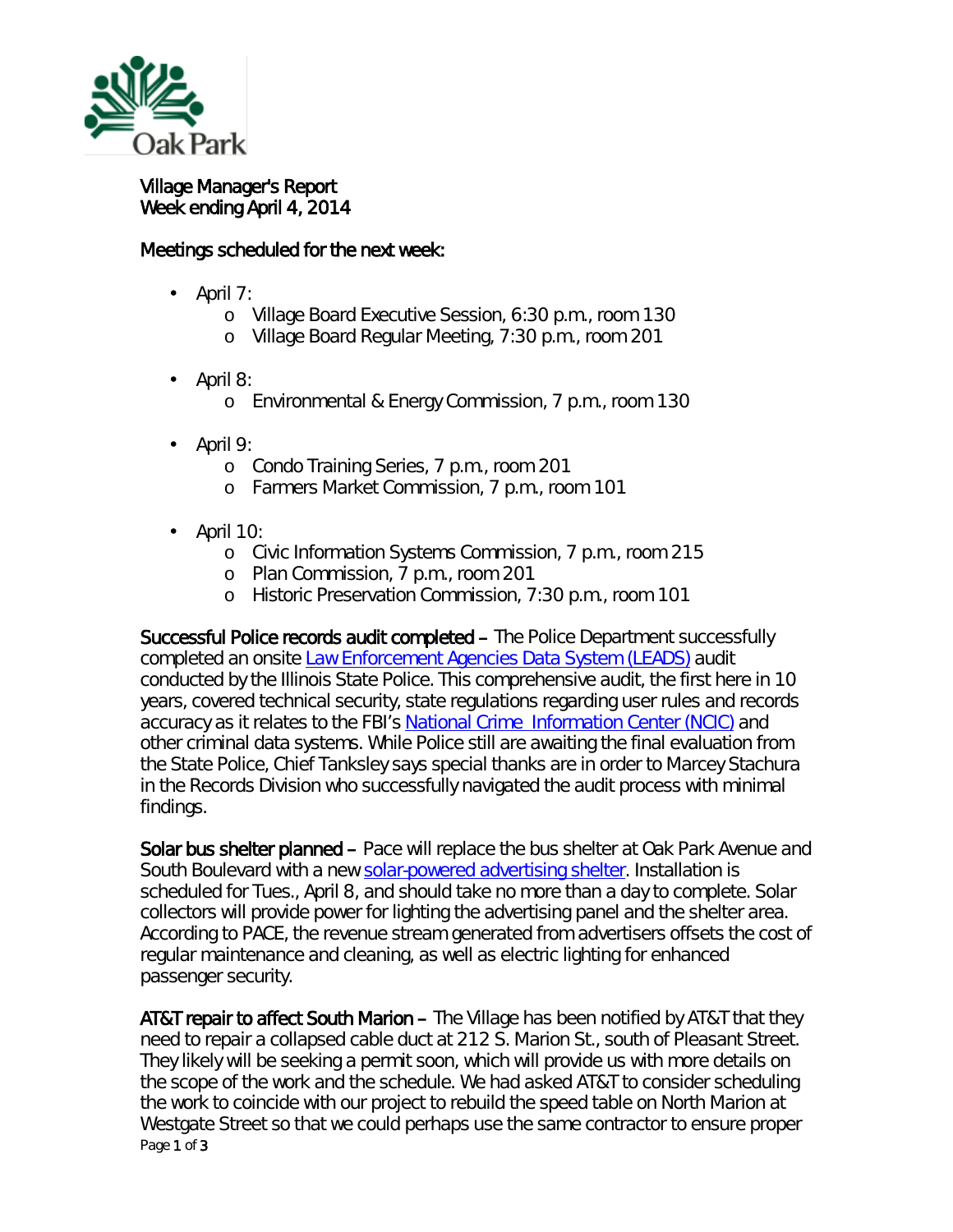Village Manager's Report
Week ending April 4, 2014

Meetings scheduled for the next week:

- April 7:
  - Village Board Executive Session, 6:30 p.m., room 130
  - Village Board Regular Meeting, 7:30 p.m., room 201
- April 8:
  - Environmental & Energy Commission, 7 p.m., room 130
- April 9:
  - Condo Training Series, 7 p.m., room 201
  - Farmers Market Commission, 7 p.m., room 101
- April 10:
  - Civic Information Systems Commission, 7 p.m., room 215
  - Plan Commission, 7 p.m., room 201
  - Historic Preservation Commission, 7:30 p.m., room 101

**Successful Police records audit completed** – The Police Department successfully completed an onsite Law Enforcement Agencies Data System (LEADS) audit conducted by the Illinois State Police. This comprehensive audit, the first here in 10 years, covered technical security, state regulations regarding user rules and records accuracy as it relates to the FBI's National Crime Information Center (NCIC) and other criminal data systems. While Police still are awaiting the final evaluation from the State Police, Chief Tanksley says special thanks are in order to Marcey Stachura in the Records Division who successfully navigated the audit process with minimal findings.

**Solar bus shelter planned** – Pace will replace the bus shelter at Oak Park Avenue and South Boulevard with a new solar-powered advertising shelter. Installation is scheduled for Tues., April 8, and should take no more than a day to complete. Solar collectors will provide power for lighting the advertising panel and the shelter area. According to PACE, the revenue stream generated from advertisers offsets the cost of regular maintenance and cleaning, as well as electric lighting for enhanced passenger security.

**AT&T repair to affect South Marion** – The Village has been notified by AT&T that they need to repair a collapsed cable duct at 212 S. Marion St., south of Pleasant Street. They likely will be seeking a permit soon, which will provide us with more details on the scope of the work and the schedule. We had asked AT&T to consider scheduling the work to coincide with our project to rebuild the speed table on North Marion at Westgate Street so that we could perhaps use the same contractor to ensure proper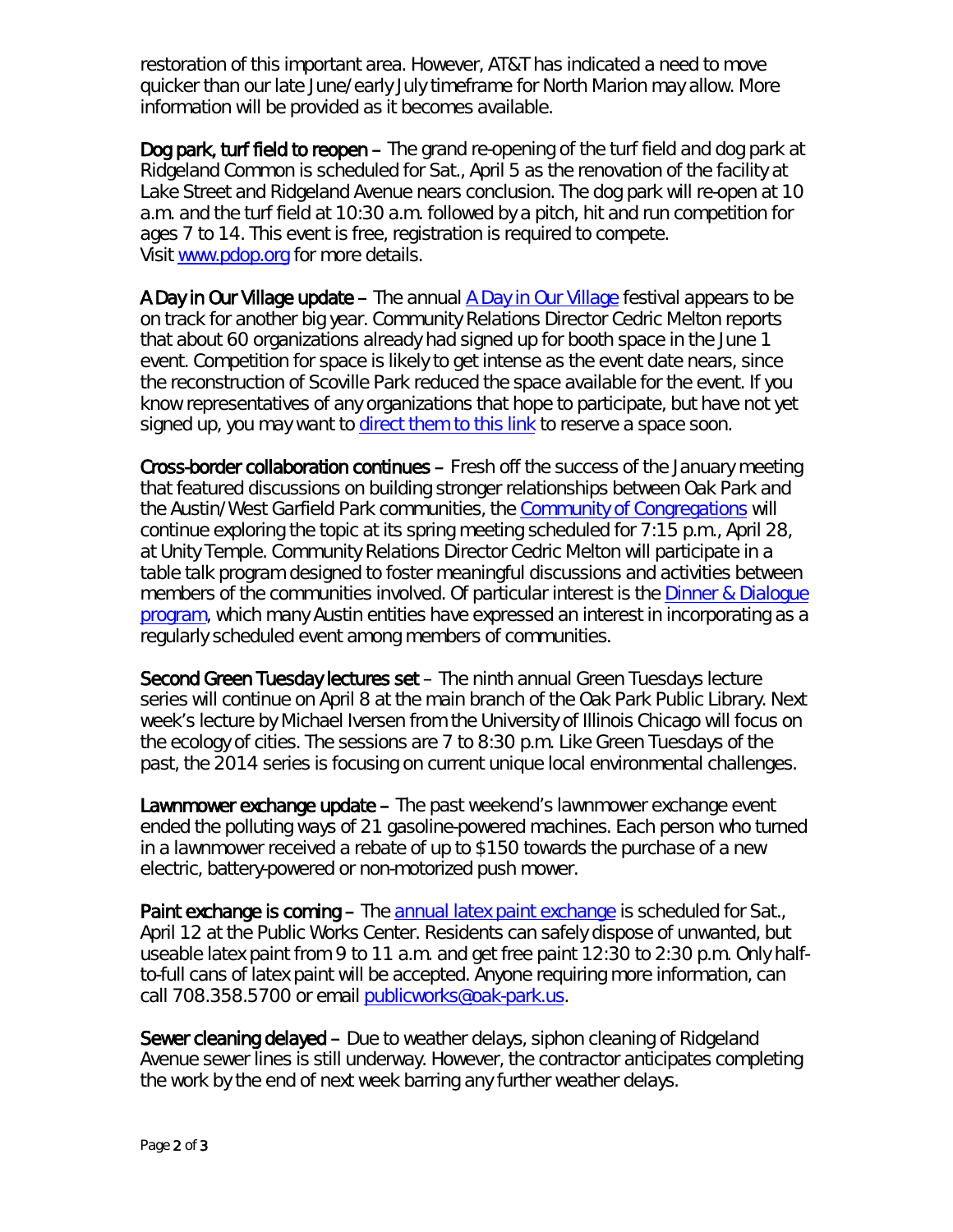restoration of this important area. However, AT&T has indicated a need to move quicker than our late June/early July timeframe for North Marion may allow. More information will be provided as it becomes available.

**Dog park, turf field to reopen** – The grand re-opening of the turf field and dog park at Ridgeland Common is scheduled for Sat., April 5 as the renovation of the facility at Lake Street and Ridgeland Avenue nears conclusion. The dog park will re-open at 10 a.m. and the turf field at 10:30 a.m. followed by a pitch, hit and run competition for ages 7 to 14. This event is free, registration is required to compete. Visit www.pdop.org for more details.

**A Day in Our Village update** – The annual A Day in Our Village festival appears to be on track for another big year. Community Relations Director Cedric Melton reports that about 60 organizations already had signed up for booth space in the June 1 event. Competition for space is likely to get intense as the event date nears, since the reconstruction of Scoville Park reduced the space available for the event. If you know representatives of any organizations that hope to participate, but have not yet signed up, you may want to direct them to this link to reserve a space soon.

**Cross-border collaboration continues** – Fresh off the success of the January meeting that featured discussions on building stronger relationships between Oak Park and the Austin/West Garfield Park communities, the Community of Congregations will continue exploring the topic at its spring meeting scheduled for 7:15 p.m., April 28, at Unity Temple. Community Relations Director Cedric Melton will participate in a table talk program designed to foster meaningful discussions and activities between members of the communities involved. Of particular interest is the Dinner & Dialogue program, which many Austin entities have expressed an interest in incorporating as a regularly scheduled event among members of communities.

**Second Green Tuesday lectures set** – The ninth annual Green Tuesdays lecture series will continue on April 8 at the main branch of the Oak Park Public Library. Next week's lecture by Michael Iversen from the University of Illinois Chicago will focus on the ecology of cities. The sessions are 7 to 8:30 p.m. Like Green Tuesdays of the past, the 2014 series is focusing on current unique local environmental challenges.

**Lawnmower exchange update** – The past weekend's lawnmower exchange event ended the polluting ways of 21 gasoline-powered machines. Each person who turned in a lawnmower received a rebate of up to $150 towards the purchase of a new electric, battery-powered or non-motorized push mower.

**Paint exchange is coming** – The annual latex paint exchange is scheduled for Sat., April 12 at the Public Works Center. Residents can safely dispose of unwanted, but useable latex paint from 9 to 11 a.m. and get free paint 12:30 to 2:30 p.m. Only half-to-full cans of latex paint will be accepted. Anyone requiring more information, can call 708.358.5700 or email publicworks@oak-park.us.

**Sewer cleaning delayed** – Due to weather delays, siphon cleaning of Ridgeland Avenue sewer lines is still underway. However, the contractor anticipates completing the work by the end of next week barring any further weather delays.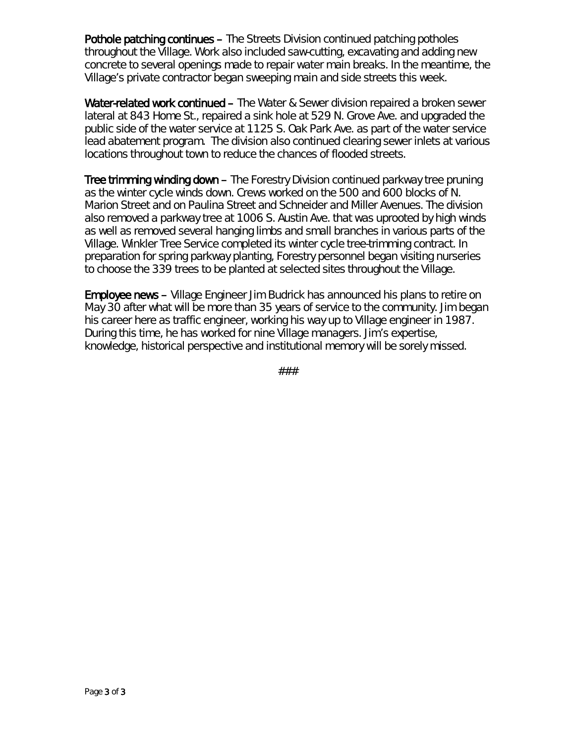**Pothole patching continues** – The Streets Division continued patching potholes throughout the Village. Work also included saw-cutting, excavating and adding new concrete to several openings made to repair water main breaks. In the meantime, the Village's private contractor began sweeping main and side streets this week.

**Water-related work continued** – The Water & Sewer division repaired a broken sewer lateral at 843 Home St., repaired a sink hole at 529 N. Grove Ave. and upgraded the public side of the water service at 1125 S. Oak Park Ave. as part of the water service lead abatement program. The division also continued clearing sewer inlets at various locations throughout town to reduce the chances of flooded streets.

**Tree trimming winding down** – The Forestry Division continued parkway tree pruning as the winter cycle winds down. Crews worked on the 500 and 600 blocks of N. Marion Street and on Paulina Street and Schneider and Miller Avenues. The division also removed a parkway tree at 1006 S. Austin Ave. that was uprooted by high winds as well as removed several hanging limbs and small branches in various parts of the Village. Winkler Tree Service completed its winter cycle tree-trimming contract. In preparation for spring parkway planting, Forestry personnel began visiting nurseries to choose the 339 trees to be planted at selected sites throughout the Village.

**Employee news** – Village Engineer Jim Budrick has announced his plans to retire on May 30 after what will be more than 35 years of service to the community. Jim began his career here as traffic engineer, working his way up to Village engineer in 1987. During this time, he has worked for nine Village managers. Jim's expertise, knowledge, historical perspective and institutional memory will be sorely missed.

###